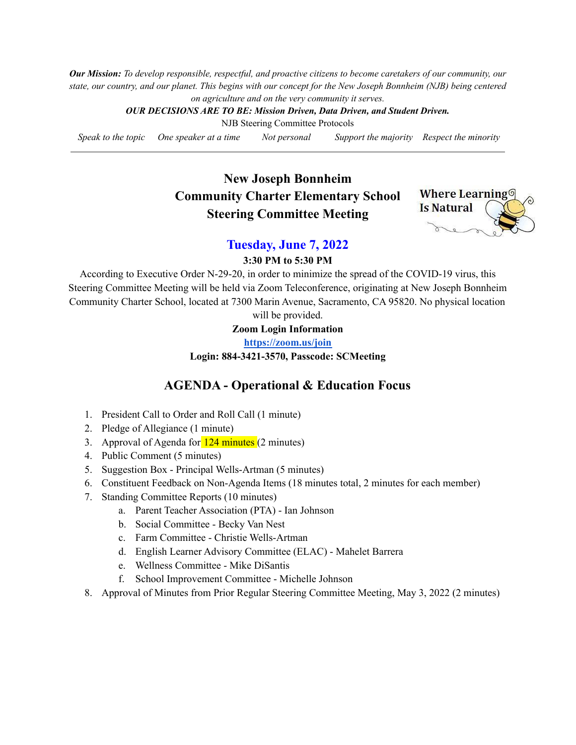***Our Mission:*** *To develop responsible, respectful, and proactive citizens to become caretakers of our community, our state, our country, and our planet. This begins with our concept for the New Joseph Bonnheim (NJB) being centered on agriculture and on the very community it serves.*

***OUR DECISIONS ARE TO BE: Mission Driven, Data Driven, and Student Driven.***

NJB Steering Committee Protocols

*Speak to the topic* *One speaker at a time* *Not personal* *Support the majority* *Respect the minority*

---

# New Joseph Bonnheim Community Charter Elementary School Steering Committee Meeting

Where Learning Is Natural

## Tuesday, June 7, 2022

**3:30 PM to 5:30 PM**

According to Executive Order N-29-20, in order to minimize the spread of the COVID-19 virus, this Steering Committee Meeting will be held via Zoom Teleconference, originating at New Joseph Bonnheim Community Charter School, located at 7300 Marin Avenue, Sacramento, CA 95820. No physical location will be provided.

**Zoom Login Information**

**https://zoom.us/join**

**Login: 884-3421-3570, Passcode: SCMeeting**

## AGENDA - Operational & Education Focus

1. President Call to Order and Roll Call (1 minute)
2. Pledge of Allegiance (1 minute)
3. Approval of Agenda for 124 minutes (2 minutes)
4. Public Comment (5 minutes)
5. Suggestion Box - Principal Wells-Artman (5 minutes)
6. Constituent Feedback on Non-Agenda Items (18 minutes total, 2 minutes for each member)
7. Standing Committee Reports (10 minutes)
   a. Parent Teacher Association (PTA) - Ian Johnson
   b. Social Committee - Becky Van Nest
   c. Farm Committee - Christie Wells-Artman
   d. English Learner Advisory Committee (ELAC) - Mahelet Barrera
   e. Wellness Committee - Mike DiSantis
   f. School Improvement Committee - Michelle Johnson
8. Approval of Minutes from Prior Regular Steering Committee Meeting, May 3, 2022 (2 minutes)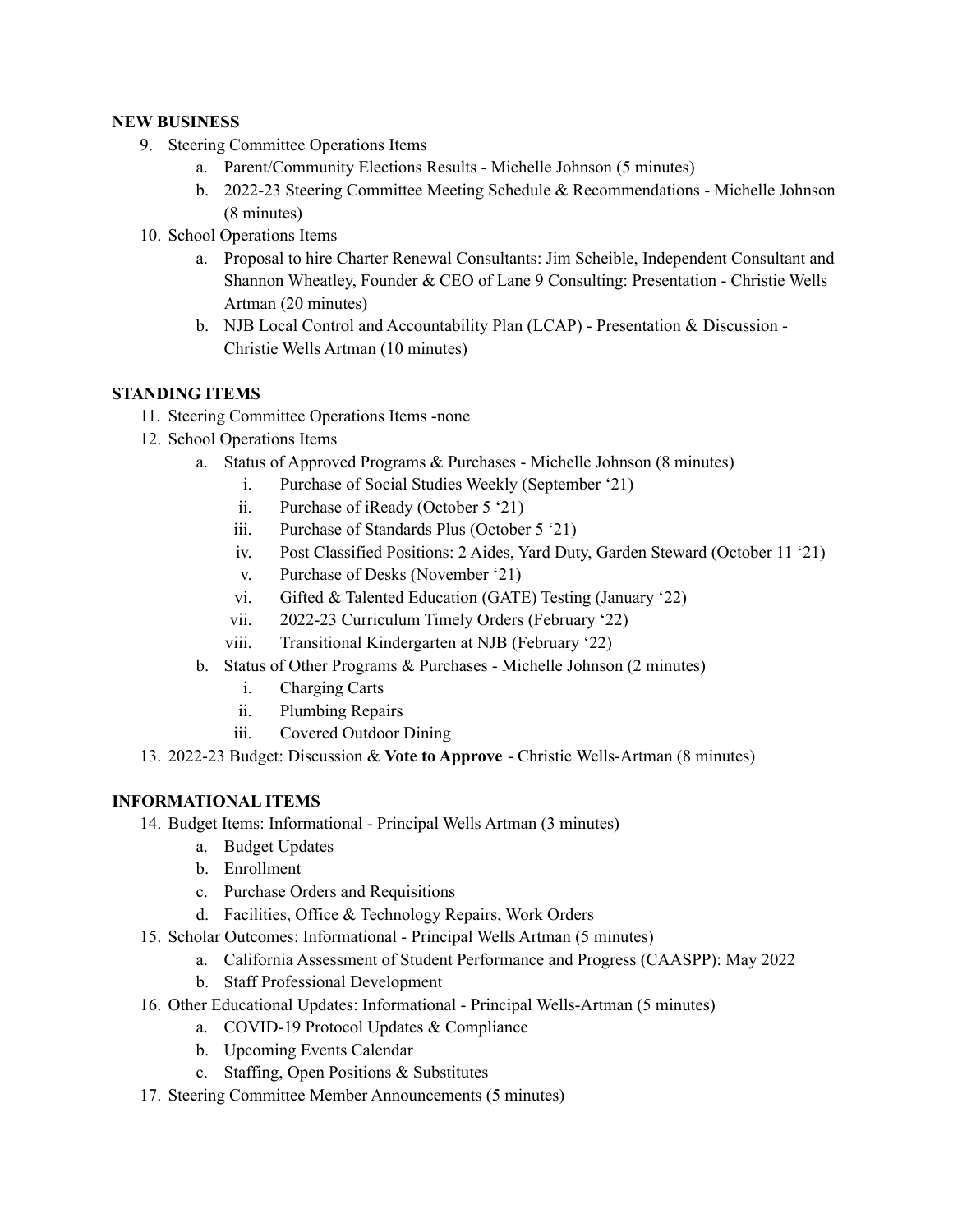**NEW BUSINESS**

9. Steering Committee Operations Items
    a. Parent/Community Elections Results - Michelle Johnson (5 minutes)
    b. 2022-23 Steering Committee Meeting Schedule & Recommendations - Michelle Johnson (8 minutes)
10. School Operations Items
    a. Proposal to hire Charter Renewal Consultants: Jim Scheible, Independent Consultant and Shannon Wheatley, Founder & CEO of Lane 9 Consulting: Presentation - Christie Wells Artman (20 minutes)
    b. NJB Local Control and Accountability Plan (LCAP) - Presentation & Discussion - Christie Wells Artman (10 minutes)

**STANDING ITEMS**

11. Steering Committee Operations Items -none
12. School Operations Items
    a. Status of Approved Programs & Purchases - Michelle Johnson (8 minutes)
        i. Purchase of Social Studies Weekly (September '21)
        ii. Purchase of iReady (October 5 '21)
        iii. Purchase of Standards Plus (October 5 '21)
        iv. Post Classified Positions: 2 Aides, Yard Duty, Garden Steward (October 11 '21)
        v. Purchase of Desks (November '21)
        vi. Gifted & Talented Education (GATE) Testing (January '22)
        vii. 2022-23 Curriculum Timely Orders (February '22)
        viii. Transitional Kindergarten at NJB (February '22)
    b. Status of Other Programs & Purchases - Michelle Johnson (2 minutes)
        i. Charging Carts
        ii. Plumbing Repairs
        iii. Covered Outdoor Dining
13. 2022-23 Budget: Discussion & **Vote to Approve** - Christie Wells-Artman (8 minutes)

**INFORMATIONAL ITEMS**

14. Budget Items: Informational - Principal Wells Artman (3 minutes)
    a. Budget Updates
    b. Enrollment
    c. Purchase Orders and Requisitions
    d. Facilities, Office & Technology Repairs, Work Orders
15. Scholar Outcomes: Informational - Principal Wells Artman (5 minutes)
    a. California Assessment of Student Performance and Progress (CAASPP): May 2022
    b. Staff Professional Development
16. Other Educational Updates: Informational - Principal Wells-Artman (5 minutes)
    a. COVID-19 Protocol Updates & Compliance
    b. Upcoming Events Calendar
    c. Staffing, Open Positions & Substitutes
17. Steering Committee Member Announcements (5 minutes)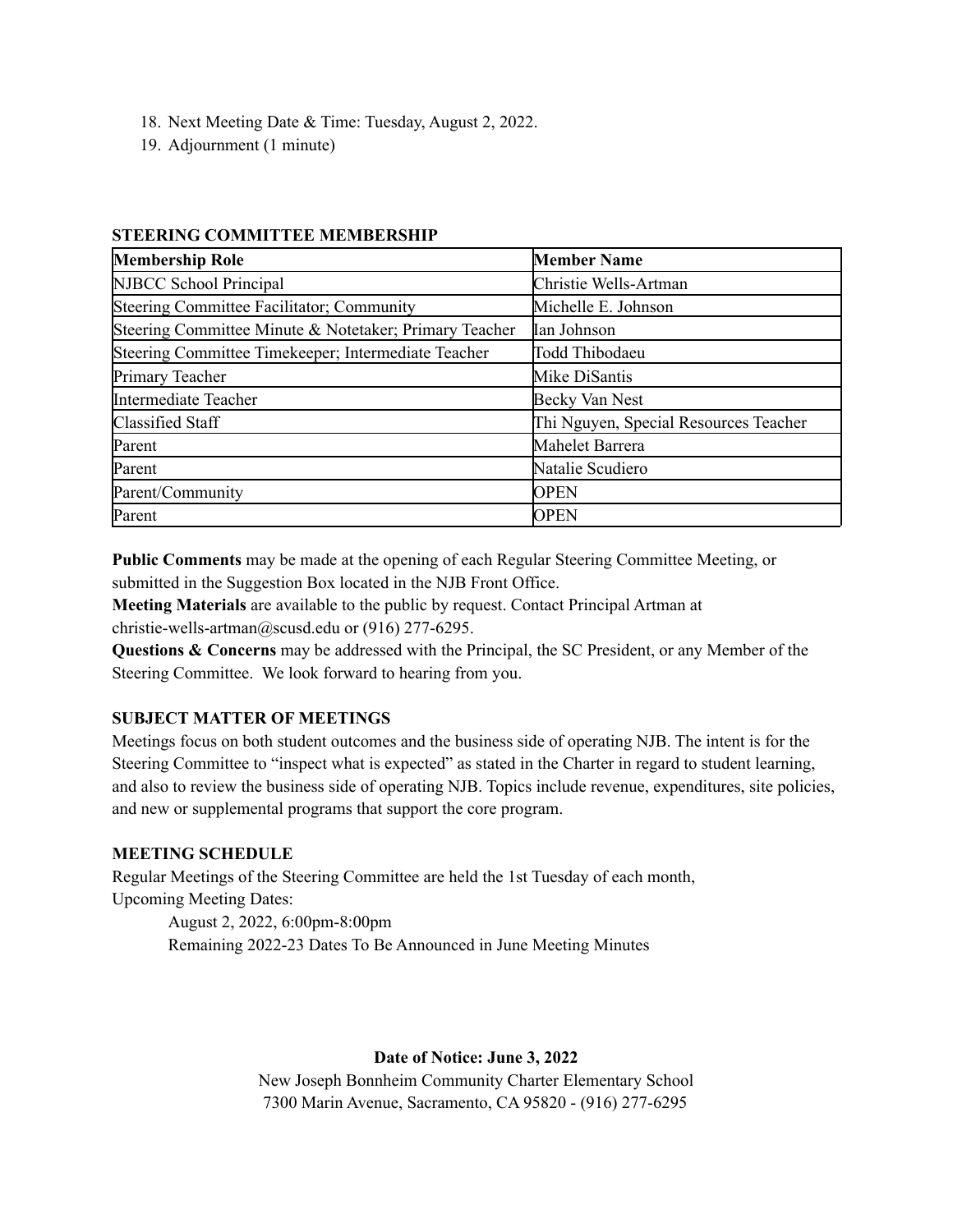18. Next Meeting Date & Time: Tuesday, August 2, 2022.
19. Adjournment (1 minute)

**STEERING COMMITTEE MEMBERSHIP**

| Membership Role | Member Name |
|---|---|
| NJBCC School Principal | Christie Wells-Artman |
| Steering Committee Facilitator; Community | Michelle E. Johnson |
| Steering Committee Minute & Notetaker; Primary Teacher | Ian Johnson |
| Steering Committee Timekeeper; Intermediate Teacher | Todd Thibodaeu |
| Primary Teacher | Mike DiSantis |
| Intermediate Teacher | Becky Van Nest |
| Classified Staff | Thi Nguyen, Special Resources Teacher |
| Parent | Mahelet Barrera |
| Parent | Natalie Scudiero |
| Parent/Community | OPEN |
| Parent | OPEN |

**Public Comments** may be made at the opening of each Regular Steering Committee Meeting, or submitted in the Suggestion Box located in the NJB Front Office.
**Meeting Materials** are available to the public by request. Contact Principal Artman at christie-wells-artman@scusd.edu or (916) 277-6295.
**Questions & Concerns** may be addressed with the Principal, the SC President, or any Member of the Steering Committee. We look forward to hearing from you.

**SUBJECT MATTER OF MEETINGS**

Meetings focus on both student outcomes and the business side of operating NJB. The intent is for the Steering Committee to "inspect what is expected" as stated in the Charter in regard to student learning, and also to review the business side of operating NJB. Topics include revenue, expenditures, site policies, and new or supplemental programs that support the core program.

**MEETING SCHEDULE**

Regular Meetings of the Steering Committee are held the 1st Tuesday of each month,
Upcoming Meeting Dates:

August 2, 2022, 6:00pm-8:00pm
Remaining 2022-23 Dates To Be Announced in June Meeting Minutes

**Date of Notice: June 3, 2022**
New Joseph Bonnheim Community Charter Elementary School
7300 Marin Avenue, Sacramento, CA 95820 - (916) 277-6295